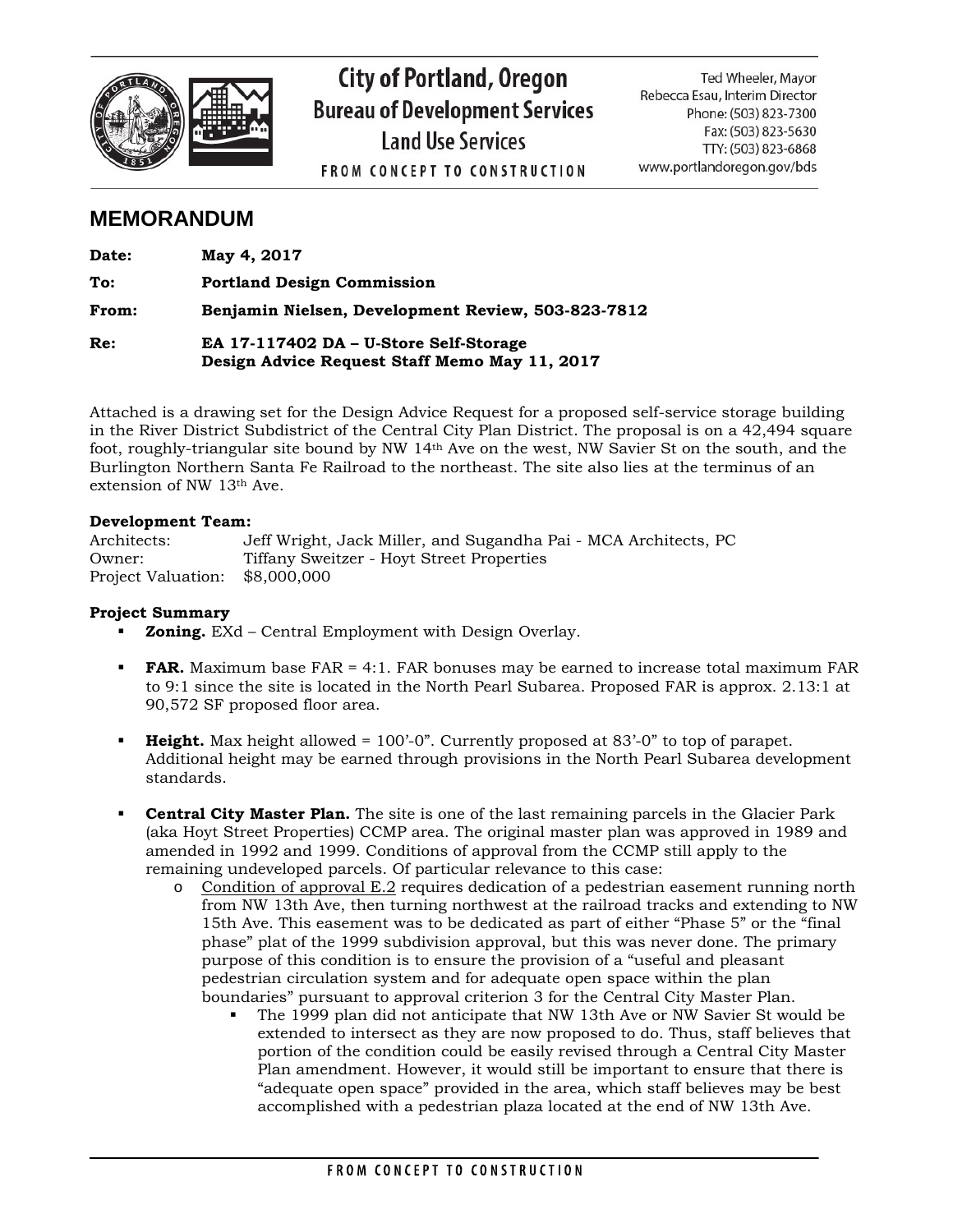City of Portland, Oregon
Bureau of Development Services
Land Use Services
FROM CONCEPT TO CONSTRUCTION

Ted Wheeler, Mayor
Rebecca Esau, Interim Director
Phone: (503) 823-7300
Fax: (503) 823-5630
TTY: (503) 823-6868
www.portlandoregon.gov/bds

# MEMORANDUM

**Date:** **May 4, 2017**

**To:** **Portland Design Commission**

**From:** **Benjamin Nielsen, Development Review, 503-823-7812**

**Re:** **EA 17-117402 DA – U-Store Self-Storage**
**Design Advice Request Staff Memo May 11, 2017**

Attached is a drawing set for the Design Advice Request for a proposed self-service storage building in the River District Subdistrict of the Central City Plan District. The proposal is on a 42,494 square foot, roughly-triangular site bound by NW 14th Ave on the west, NW Savier St on the south, and the Burlington Northern Santa Fe Railroad to the northeast. The site also lies at the terminus of an extension of NW 13th Ave.

**Development Team:**

Architects: Jeff Wright, Jack Miller, and Sugandha Pai - MCA Architects, PC
Owner: Tiffany Sweitzer - Hoyt Street Properties
Project Valuation: $8,000,000

**Project Summary**

- **Zoning.** EXd – Central Employment with Design Overlay.
- **FAR.** Maximum base FAR = 4:1. FAR bonuses may be earned to increase total maximum FAR to 9:1 since the site is located in the North Pearl Subarea. Proposed FAR is approx. 2.13:1 at 90,572 SF proposed floor area.
- **Height.** Max height allowed = 100'-0". Currently proposed at 83'-0" to top of parapet. Additional height may be earned through provisions in the North Pearl Subarea development standards.
- **Central City Master Plan.** The site is one of the last remaining parcels in the Glacier Park (aka Hoyt Street Properties) CCMP area. The original master plan was approved in 1989 and amended in 1992 and 1999. Conditions of approval from the CCMP still apply to the remaining undeveloped parcels. Of particular relevance to this case:
  - Condition of approval E.2 requires dedication of a pedestrian easement running north from NW 13th Ave, then turning northwest at the railroad tracks and extending to NW 15th Ave. This easement was to be dedicated as part of either "Phase 5" or the "final phase" plat of the 1999 subdivision approval, but this was never done. The primary purpose of this condition is to ensure the provision of a "useful and pleasant pedestrian circulation system and for adequate open space within the plan boundaries" pursuant to approval criterion 3 for the Central City Master Plan.
    - The 1999 plan did not anticipate that NW 13th Ave or NW Savier St would be extended to intersect as they are now proposed to do. Thus, staff believes that portion of the condition could be easily revised through a Central City Master Plan amendment. However, it would still be important to ensure that there is "adequate open space" provided in the area, which staff believes may be best accomplished with a pedestrian plaza located at the end of NW 13th Ave.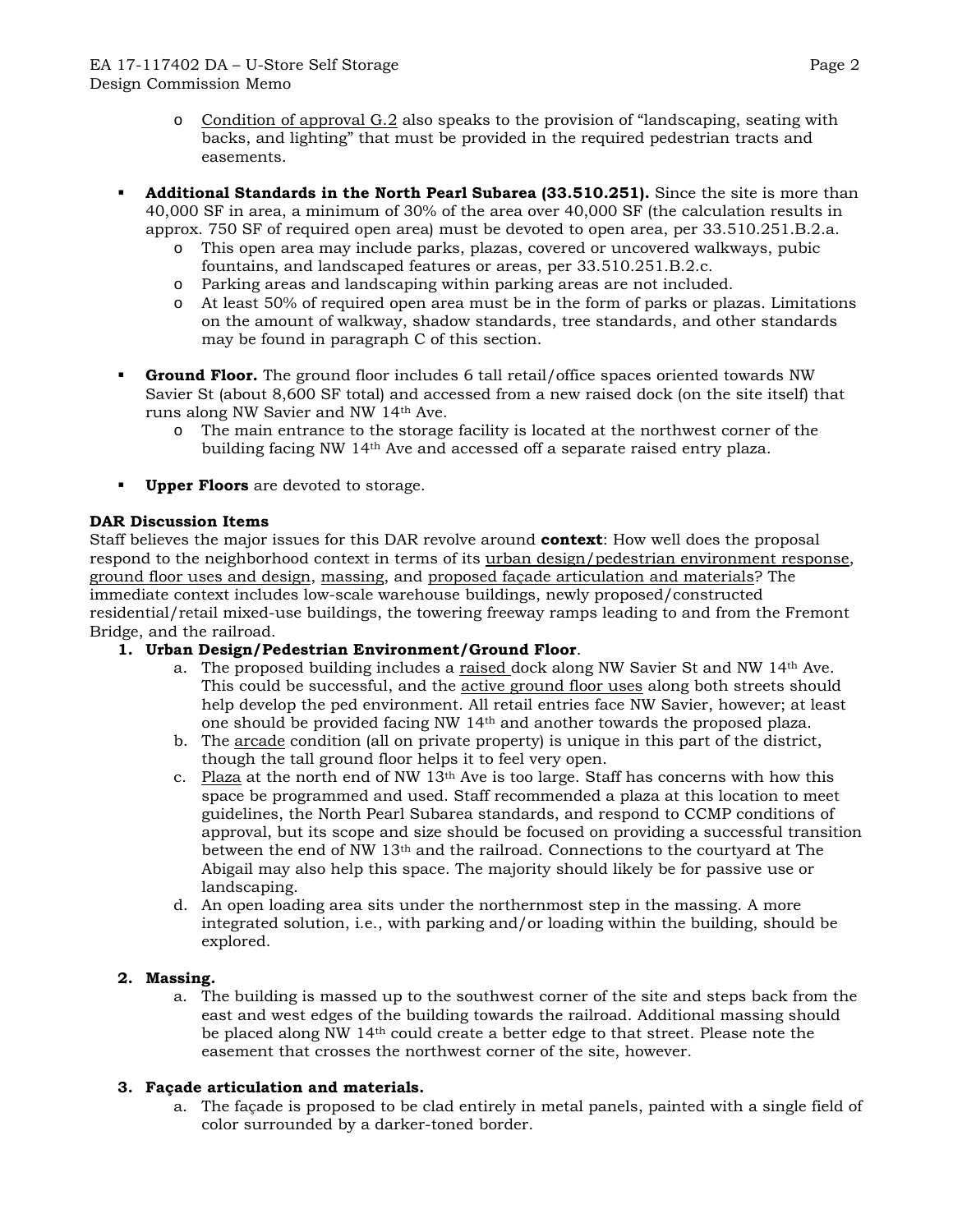- Condition of approval G.2 also speaks to the provision of "landscaping, seating with backs, and lighting" that must be provided in the required pedestrian tracts and easements.

- **Additional Standards in the North Pearl Subarea (33.510.251).** Since the site is more than 40,000 SF in area, a minimum of 30% of the area over 40,000 SF (the calculation results in approx. 750 SF of required open area) must be devoted to open area, per 33.510.251.B.2.a.
  - This open area may include parks, plazas, covered or uncovered walkways, pubic fountains, and landscaped features or areas, per 33.510.251.B.2.c.
  - Parking areas and landscaping within parking areas are not included.
  - At least 50% of required open area must be in the form of parks or plazas. Limitations on the amount of walkway, shadow standards, tree standards, and other standards may be found in paragraph C of this section.

- **Ground Floor.** The ground floor includes 6 tall retail/office spaces oriented towards NW Savier St (about 8,600 SF total) and accessed from a new raised dock (on the site itself) that runs along NW Savier and NW 14th Ave.
  - The main entrance to the storage facility is located at the northwest corner of the building facing NW 14th Ave and accessed off a separate raised entry plaza.

- **Upper Floors** are devoted to storage.

**DAR Discussion Items**

Staff believes the major issues for this DAR revolve around **context**: How well does the proposal respond to the neighborhood context in terms of its urban design/pedestrian environment response, ground floor uses and design, massing, and proposed façade articulation and materials? The immediate context includes low-scale warehouse buildings, newly proposed/constructed residential/retail mixed-use buildings, the towering freeway ramps leading to and from the Fremont Bridge, and the railroad.

1. **Urban Design/Pedestrian Environment/Ground Floor**.
   a. The proposed building includes a raised dock along NW Savier St and NW 14th Ave. This could be successful, and the active ground floor uses along both streets should help develop the ped environment. All retail entries face NW Savier, however; at least one should be provided facing NW 14th and another towards the proposed plaza.
   b. The arcade condition (all on private property) is unique in this part of the district, though the tall ground floor helps it to feel very open.
   c. Plaza at the north end of NW 13th Ave is too large. Staff has concerns with how this space be programmed and used. Staff recommended a plaza at this location to meet guidelines, the North Pearl Subarea standards, and respond to CCMP conditions of approval, but its scope and size should be focused on providing a successful transition between the end of NW 13th and the railroad. Connections to the courtyard at The Abigail may also help this space. The majority should likely be for passive use or landscaping.
   d. An open loading area sits under the northernmost step in the massing. A more integrated solution, i.e., with parking and/or loading within the building, should be explored.

2. **Massing.**
   a. The building is massed up to the southwest corner of the site and steps back from the east and west edges of the building towards the railroad. Additional massing should be placed along NW 14th could create a better edge to that street. Please note the easement that crosses the northwest corner of the site, however.

3. **Façade articulation and materials.**
   a. The façade is proposed to be clad entirely in metal panels, painted with a single field of color surrounded by a darker-toned border.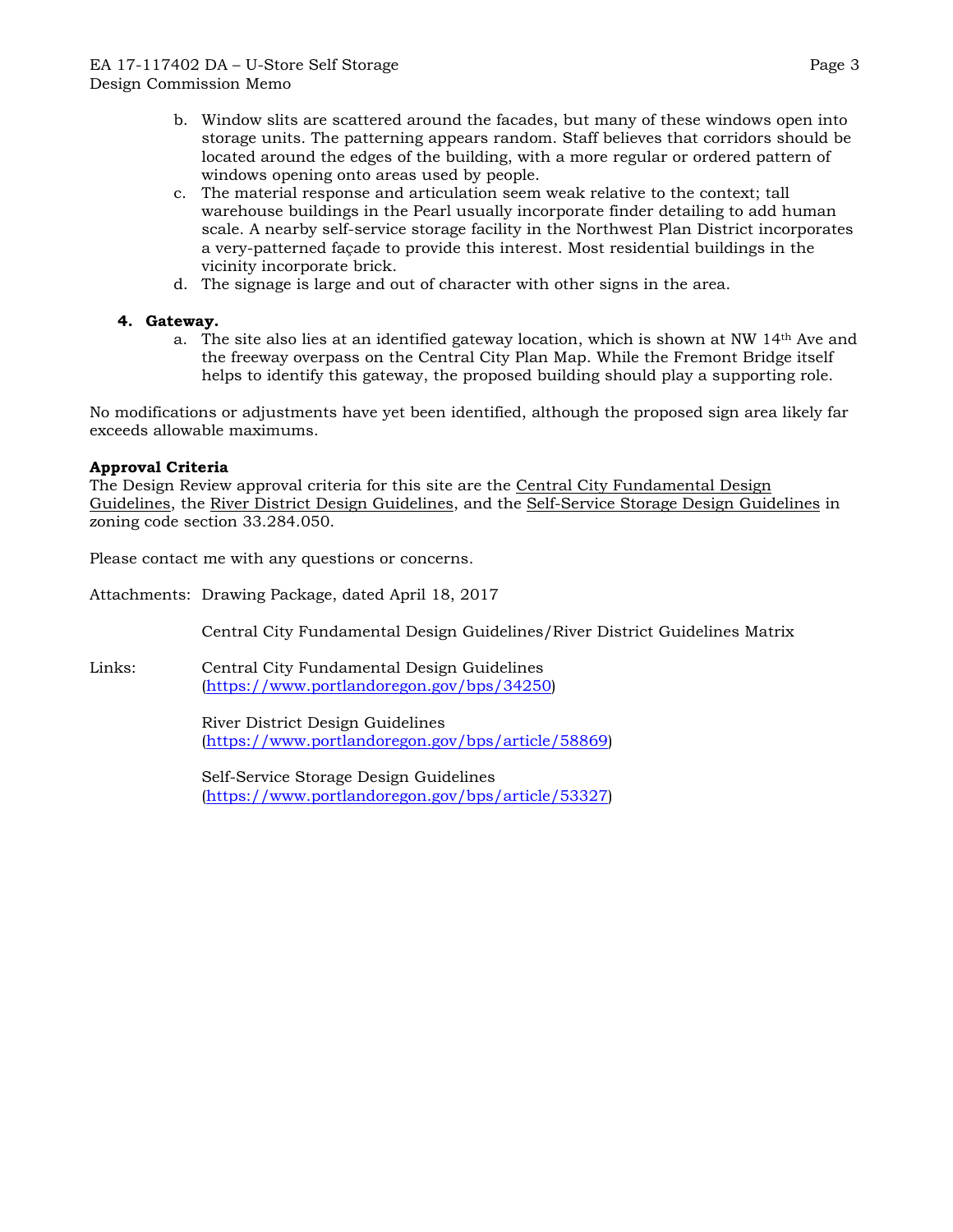b. Window slits are scattered around the facades, but many of these windows open into storage units. The patterning appears random. Staff believes that corridors should be located around the edges of the building, with a more regular or ordered pattern of windows opening onto areas used by people.

c. The material response and articulation seem weak relative to the context; tall warehouse buildings in the Pearl usually incorporate finder detailing to add human scale. A nearby self-service storage facility in the Northwest Plan District incorporates a very-patterned façade to provide this interest. Most residential buildings in the vicinity incorporate brick.

d. The signage is large and out of character with other signs in the area.

**4. Gateway.**

a. The site also lies at an identified gateway location, which is shown at NW 14th Ave and the freeway overpass on the Central City Plan Map. While the Fremont Bridge itself helps to identify this gateway, the proposed building should play a supporting role.

No modifications or adjustments have yet been identified, although the proposed sign area likely far exceeds allowable maximums.

**Approval Criteria**
The Design Review approval criteria for this site are the Central City Fundamental Design Guidelines, the River District Design Guidelines, and the Self-Service Storage Design Guidelines in zoning code section 33.284.050.

Please contact me with any questions or concerns.

Attachments: Drawing Package, dated April 18, 2017

Central City Fundamental Design Guidelines/River District Guidelines Matrix

Links: Central City Fundamental Design Guidelines (https://www.portlandoregon.gov/bps/34250)

River District Design Guidelines (https://www.portlandoregon.gov/bps/article/58869)

Self-Service Storage Design Guidelines (https://www.portlandoregon.gov/bps/article/53327)